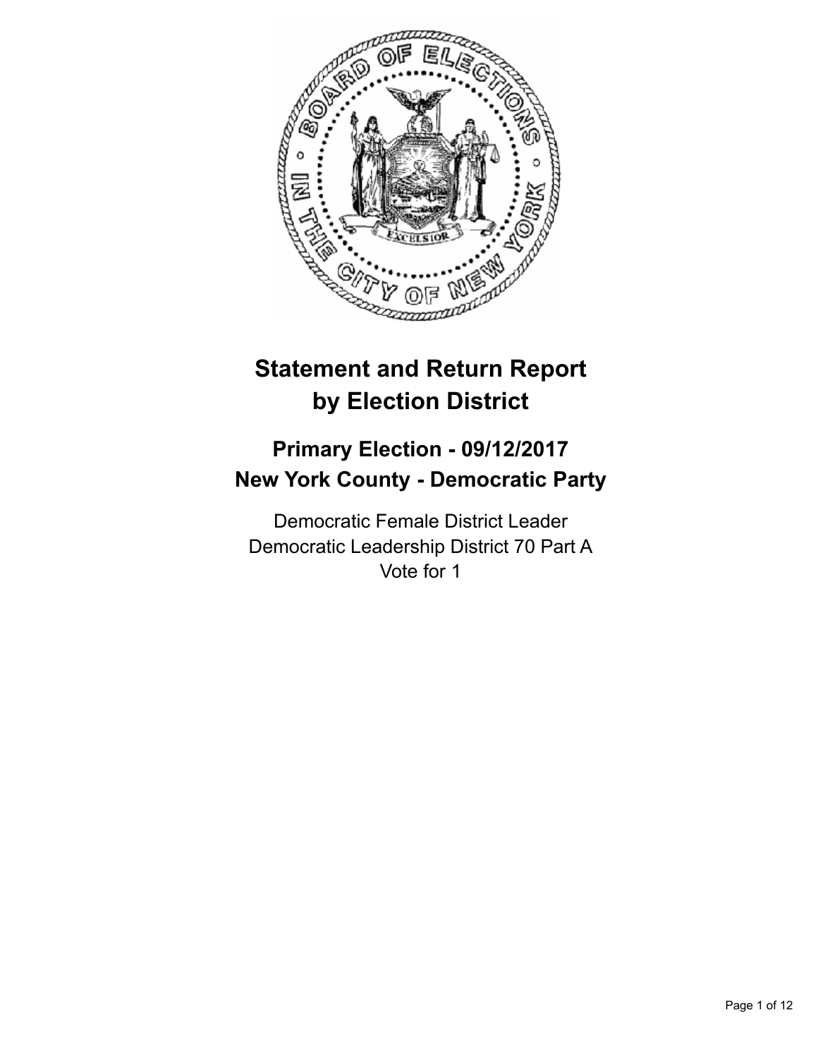# Statement and Return Report by Election District

## Primary Election - 09/12/2017
## New York County - Democratic Party

Democratic Female District Leader
Democratic Leadership District 70 Part A
Vote for 1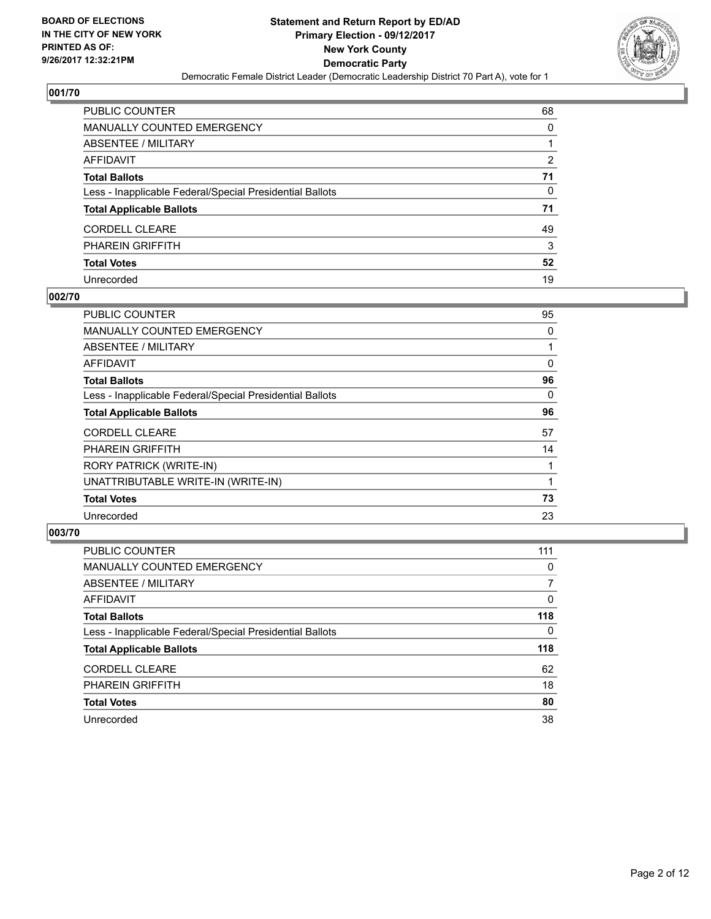**Statement and Return Report by ED/AD**
**Primary Election - 09/12/2017**
**New York County**
**Democratic Party**
Democratic Female District Leader (Democratic Leadership District 70 Part A), vote for 1

BOARD OF ELECTIONS IN THE CITY OF NEW YORK PRINTED AS OF: 9/26/2017 12:32:21PM

## 001/70

| | |
|---|---|
| PUBLIC COUNTER | 68 |
| MANUALLY COUNTED EMERGENCY | 0 |
| ABSENTEE / MILITARY | 1 |
| AFFIDAVIT | 2 |
| **Total Ballots** | **71** |
| Less - Inapplicable Federal/Special Presidential Ballots | 0 |
| **Total Applicable Ballots** | **71** |
| CORDELL CLEARE | 49 |
| PHAREIN GRIFFITH | 3 |
| **Total Votes** | **52** |
| Unrecorded | 19 |

## 002/70

| | |
|---|---|
| PUBLIC COUNTER | 95 |
| MANUALLY COUNTED EMERGENCY | 0 |
| ABSENTEE / MILITARY | 1 |
| AFFIDAVIT | 0 |
| **Total Ballots** | **96** |
| Less - Inapplicable Federal/Special Presidential Ballots | 0 |
| **Total Applicable Ballots** | **96** |
| CORDELL CLEARE | 57 |
| PHAREIN GRIFFITH | 14 |
| RORY PATRICK (WRITE-IN) | 1 |
| UNATTRIBUTABLE WRITE-IN (WRITE-IN) | 1 |
| **Total Votes** | **73** |
| Unrecorded | 23 |

## 003/70

| | |
|---|---|
| PUBLIC COUNTER | 111 |
| MANUALLY COUNTED EMERGENCY | 0 |
| ABSENTEE / MILITARY | 7 |
| AFFIDAVIT | 0 |
| **Total Ballots** | **118** |
| Less - Inapplicable Federal/Special Presidential Ballots | 0 |
| **Total Applicable Ballots** | **118** |
| CORDELL CLEARE | 62 |
| PHAREIN GRIFFITH | 18 |
| **Total Votes** | **80** |
| Unrecorded | 38 |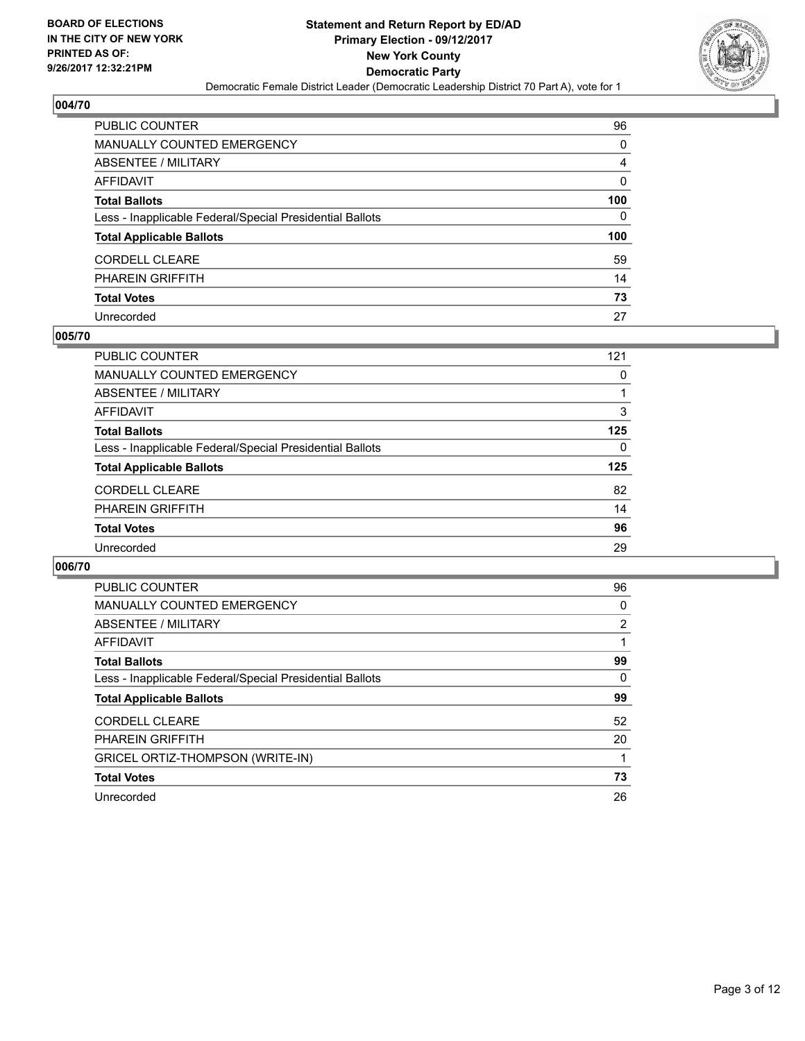## 004/70

| | |
|---|---|
| PUBLIC COUNTER | 96 |
| MANUALLY COUNTED EMERGENCY | 0 |
| ABSENTEE / MILITARY | 4 |
| AFFIDAVIT | 0 |
| **Total Ballots** | **100** |
| Less - Inapplicable Federal/Special Presidential Ballots | 0 |
| **Total Applicable Ballots** | **100** |
| CORDELL CLEARE | 59 |
| PHAREIN GRIFFITH | 14 |
| **Total Votes** | **73** |
| Unrecorded | 27 |

## 005/70

| | |
|---|---|
| PUBLIC COUNTER | 121 |
| MANUALLY COUNTED EMERGENCY | 0 |
| ABSENTEE / MILITARY | 1 |
| AFFIDAVIT | 3 |
| **Total Ballots** | **125** |
| Less - Inapplicable Federal/Special Presidential Ballots | 0 |
| **Total Applicable Ballots** | **125** |
| CORDELL CLEARE | 82 |
| PHAREIN GRIFFITH | 14 |
| **Total Votes** | **96** |
| Unrecorded | 29 |

## 006/70

| | |
|---|---|
| PUBLIC COUNTER | 96 |
| MANUALLY COUNTED EMERGENCY | 0 |
| ABSENTEE / MILITARY | 2 |
| AFFIDAVIT | 1 |
| **Total Ballots** | **99** |
| Less - Inapplicable Federal/Special Presidential Ballots | 0 |
| **Total Applicable Ballots** | **99** |
| CORDELL CLEARE | 52 |
| PHAREIN GRIFFITH | 20 |
| GRICEL ORTIZ-THOMPSON (WRITE-IN) | 1 |
| **Total Votes** | **73** |
| Unrecorded | 26 |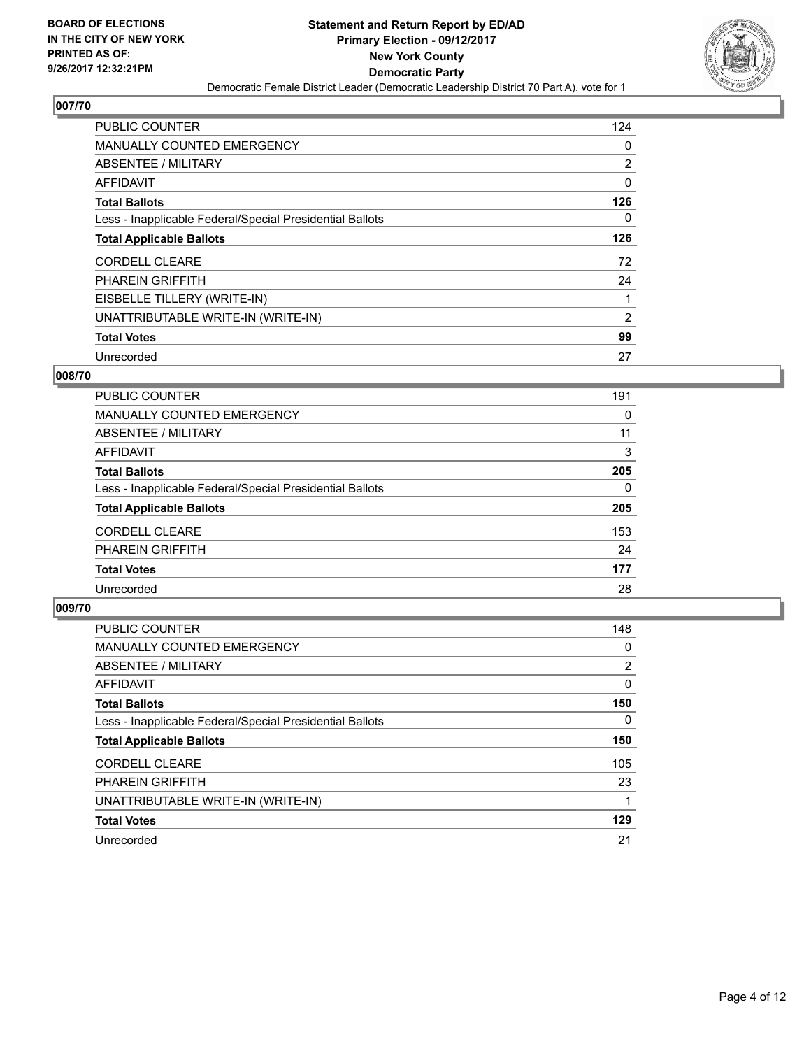**BOARD OF ELECTIONS IN THE CITY OF NEW YORK PRINTED AS OF: 9/26/2017 12:32:21PM**

# Statement and Return Report by ED/AD
## Primary Election - 09/12/2017
## New York County
## Democratic Party

Democratic Female District Leader (Democratic Leadership District 70 Part A), vote for 1

### 007/70

| | |
|---|---|
| PUBLIC COUNTER | 124 |
| MANUALLY COUNTED EMERGENCY | 0 |
| ABSENTEE / MILITARY | 2 |
| AFFIDAVIT | 0 |
| **Total Ballots** | **126** |
| Less - Inapplicable Federal/Special Presidential Ballots | 0 |
| **Total Applicable Ballots** | **126** |
| CORDELL CLEARE | 72 |
| PHAREIN GRIFFITH | 24 |
| EISBELLE TILLERY (WRITE-IN) | 1 |
| UNATTRIBUTABLE WRITE-IN (WRITE-IN) | 2 |
| **Total Votes** | **99** |
| Unrecorded | 27 |

### 008/70

| | |
|---|---|
| PUBLIC COUNTER | 191 |
| MANUALLY COUNTED EMERGENCY | 0 |
| ABSENTEE / MILITARY | 11 |
| AFFIDAVIT | 3 |
| **Total Ballots** | **205** |
| Less - Inapplicable Federal/Special Presidential Ballots | 0 |
| **Total Applicable Ballots** | **205** |
| CORDELL CLEARE | 153 |
| PHAREIN GRIFFITH | 24 |
| **Total Votes** | **177** |
| Unrecorded | 28 |

### 009/70

| | |
|---|---|
| PUBLIC COUNTER | 148 |
| MANUALLY COUNTED EMERGENCY | 0 |
| ABSENTEE / MILITARY | 2 |
| AFFIDAVIT | 0 |
| **Total Ballots** | **150** |
| Less - Inapplicable Federal/Special Presidential Ballots | 0 |
| **Total Applicable Ballots** | **150** |
| CORDELL CLEARE | 105 |
| PHAREIN GRIFFITH | 23 |
| UNATTRIBUTABLE WRITE-IN (WRITE-IN) | 1 |
| **Total Votes** | **129** |
| Unrecorded | 21 |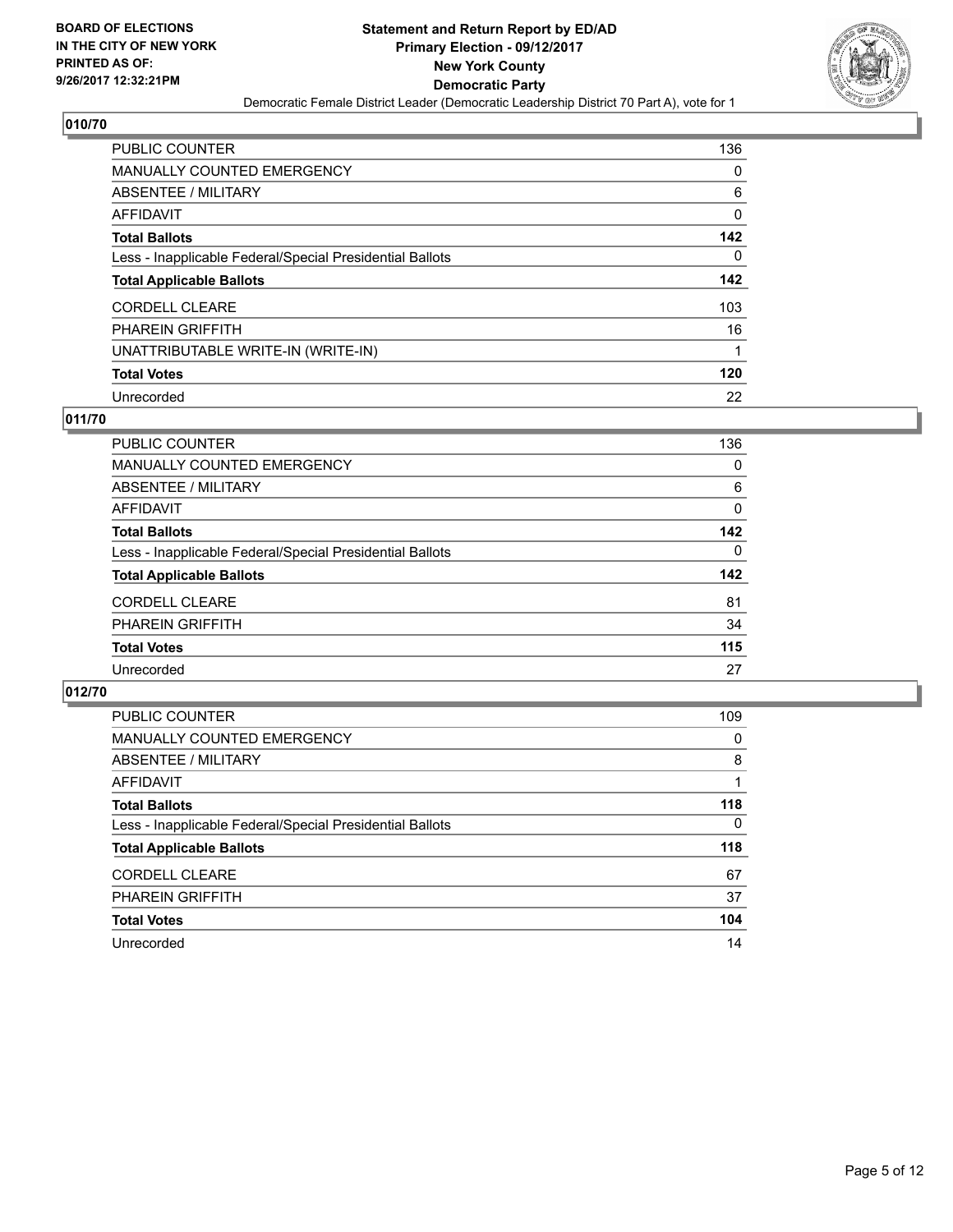**BOARD OF ELECTIONS IN THE CITY OF NEW YORK PRINTED AS OF: 9/26/2017 12:32:21PM**

# Statement and Return Report by ED/AD
## Primary Election - 09/12/2017
## New York County
## Democratic Party
Democratic Female District Leader (Democratic Leadership District 70 Part A), vote for 1

### 010/70

| | |
|---|---|
| PUBLIC COUNTER | 136 |
| MANUALLY COUNTED EMERGENCY | 0 |
| ABSENTEE / MILITARY | 6 |
| AFFIDAVIT | 0 |
| **Total Ballots** | **142** |
| Less - Inapplicable Federal/Special Presidential Ballots | 0 |
| **Total Applicable Ballots** | **142** |
| CORDELL CLEARE | 103 |
| PHAREIN GRIFFITH | 16 |
| UNATTRIBUTABLE WRITE-IN (WRITE-IN) | 1 |
| **Total Votes** | **120** |
| Unrecorded | 22 |

### 011/70

| | |
|---|---|
| PUBLIC COUNTER | 136 |
| MANUALLY COUNTED EMERGENCY | 0 |
| ABSENTEE / MILITARY | 6 |
| AFFIDAVIT | 0 |
| **Total Ballots** | **142** |
| Less - Inapplicable Federal/Special Presidential Ballots | 0 |
| **Total Applicable Ballots** | **142** |
| CORDELL CLEARE | 81 |
| PHAREIN GRIFFITH | 34 |
| **Total Votes** | **115** |
| Unrecorded | 27 |

### 012/70

| | |
|---|---|
| PUBLIC COUNTER | 109 |
| MANUALLY COUNTED EMERGENCY | 0 |
| ABSENTEE / MILITARY | 8 |
| AFFIDAVIT | 1 |
| **Total Ballots** | **118** |
| Less - Inapplicable Federal/Special Presidential Ballots | 0 |
| **Total Applicable Ballots** | **118** |
| CORDELL CLEARE | 67 |
| PHAREIN GRIFFITH | 37 |
| **Total Votes** | **104** |
| Unrecorded | 14 |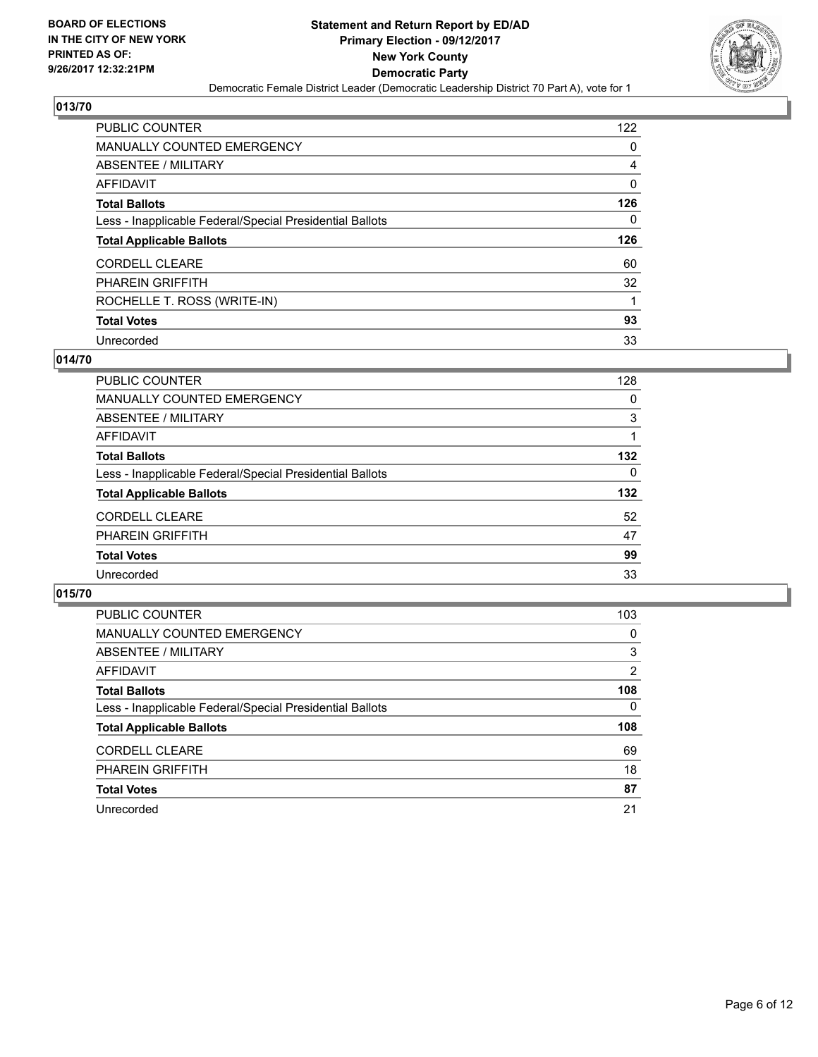BOARD OF ELECTIONS
IN THE CITY OF NEW YORK
PRINTED AS OF:
9/26/2017 12:32:21PM

**Statement and Return Report by ED/AD**
**Primary Election - 09/12/2017**
**New York County**
**Democratic Party**
Democratic Female District Leader (Democratic Leadership District 70 Part A), vote for 1

## 013/70

| | |
|---|---|
| PUBLIC COUNTER | 122 |
| MANUALLY COUNTED EMERGENCY | 0 |
| ABSENTEE / MILITARY | 4 |
| AFFIDAVIT | 0 |
| **Total Ballots** | **126** |
| Less - Inapplicable Federal/Special Presidential Ballots | 0 |
| **Total Applicable Ballots** | **126** |
| CORDELL CLEARE | 60 |
| PHAREIN GRIFFITH | 32 |
| ROCHELLE T. ROSS (WRITE-IN) | 1 |
| **Total Votes** | **93** |
| Unrecorded | 33 |

## 014/70

| | |
|---|---|
| PUBLIC COUNTER | 128 |
| MANUALLY COUNTED EMERGENCY | 0 |
| ABSENTEE / MILITARY | 3 |
| AFFIDAVIT | 1 |
| **Total Ballots** | **132** |
| Less - Inapplicable Federal/Special Presidential Ballots | 0 |
| **Total Applicable Ballots** | **132** |
| CORDELL CLEARE | 52 |
| PHAREIN GRIFFITH | 47 |
| **Total Votes** | **99** |
| Unrecorded | 33 |

## 015/70

| | |
|---|---|
| PUBLIC COUNTER | 103 |
| MANUALLY COUNTED EMERGENCY | 0 |
| ABSENTEE / MILITARY | 3 |
| AFFIDAVIT | 2 |
| **Total Ballots** | **108** |
| Less - Inapplicable Federal/Special Presidential Ballots | 0 |
| **Total Applicable Ballots** | **108** |
| CORDELL CLEARE | 69 |
| PHAREIN GRIFFITH | 18 |
| **Total Votes** | **87** |
| Unrecorded | 21 |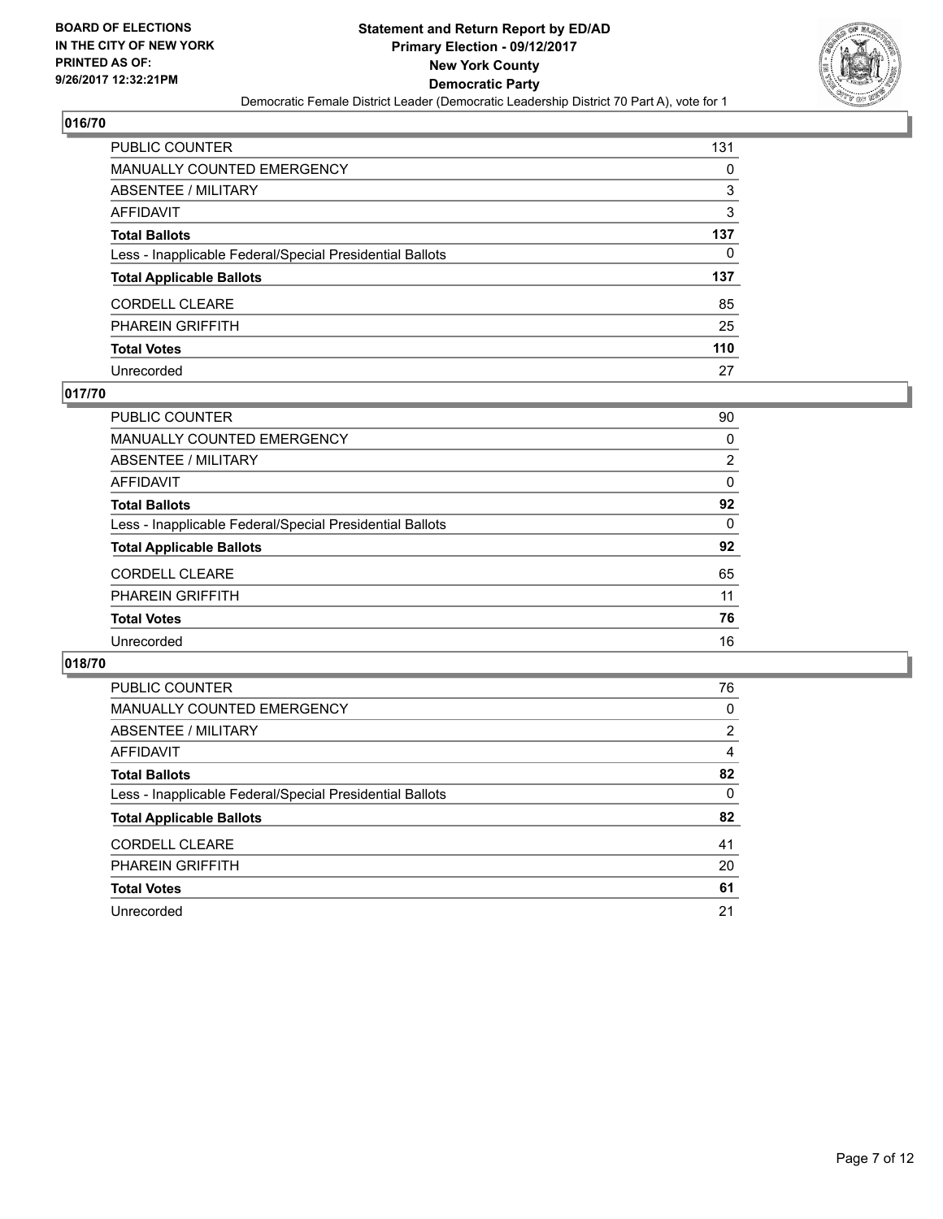**BOARD OF ELECTIONS IN THE CITY OF NEW YORK PRINTED AS OF: 9/26/2017 12:32:21PM**

# Statement and Return Report by ED/AD
## Primary Election - 09/12/2017
## New York County
## Democratic Party

Democratic Female District Leader (Democratic Leadership District 70 Part A), vote for 1

### 016/70

| | |
|---|---|
| PUBLIC COUNTER | 131 |
| MANUALLY COUNTED EMERGENCY | 0 |
| ABSENTEE / MILITARY | 3 |
| AFFIDAVIT | 3 |
| **Total Ballots** | **137** |
| Less - Inapplicable Federal/Special Presidential Ballots | 0 |
| **Total Applicable Ballots** | **137** |
| CORDELL CLEARE | 85 |
| PHAREIN GRIFFITH | 25 |
| **Total Votes** | **110** |
| Unrecorded | 27 |

### 017/70

| | |
|---|---|
| PUBLIC COUNTER | 90 |
| MANUALLY COUNTED EMERGENCY | 0 |
| ABSENTEE / MILITARY | 2 |
| AFFIDAVIT | 0 |
| **Total Ballots** | **92** |
| Less - Inapplicable Federal/Special Presidential Ballots | 0 |
| **Total Applicable Ballots** | **92** |
| CORDELL CLEARE | 65 |
| PHAREIN GRIFFITH | 11 |
| **Total Votes** | **76** |
| Unrecorded | 16 |

### 018/70

| | |
|---|---|
| PUBLIC COUNTER | 76 |
| MANUALLY COUNTED EMERGENCY | 0 |
| ABSENTEE / MILITARY | 2 |
| AFFIDAVIT | 4 |
| **Total Ballots** | **82** |
| Less - Inapplicable Federal/Special Presidential Ballots | 0 |
| **Total Applicable Ballots** | **82** |
| CORDELL CLEARE | 41 |
| PHAREIN GRIFFITH | 20 |
| **Total Votes** | **61** |
| Unrecorded | 21 |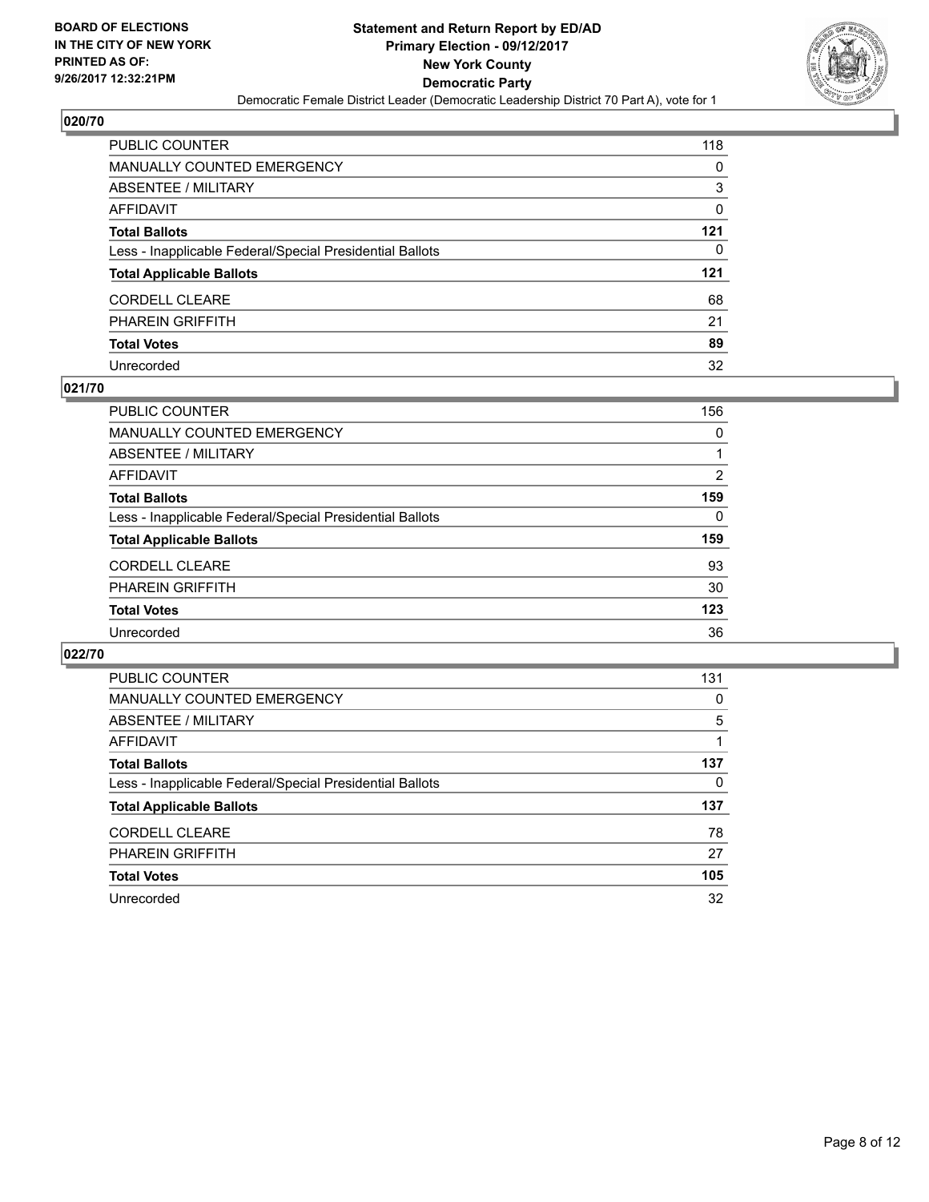## 020/70

| | |
|---|---|
| PUBLIC COUNTER | 118 |
| MANUALLY COUNTED EMERGENCY | 0 |
| ABSENTEE / MILITARY | 3 |
| AFFIDAVIT | 0 |
| **Total Ballots** | **121** |
| Less - Inapplicable Federal/Special Presidential Ballots | 0 |
| **Total Applicable Ballots** | **121** |
| CORDELL CLEARE | 68 |
| PHAREIN GRIFFITH | 21 |
| **Total Votes** | **89** |
| Unrecorded | 32 |

## 021/70

| | |
|---|---|
| PUBLIC COUNTER | 156 |
| MANUALLY COUNTED EMERGENCY | 0 |
| ABSENTEE / MILITARY | 1 |
| AFFIDAVIT | 2 |
| **Total Ballots** | **159** |
| Less - Inapplicable Federal/Special Presidential Ballots | 0 |
| **Total Applicable Ballots** | **159** |
| CORDELL CLEARE | 93 |
| PHAREIN GRIFFITH | 30 |
| **Total Votes** | **123** |
| Unrecorded | 36 |

## 022/70

| | |
|---|---|
| PUBLIC COUNTER | 131 |
| MANUALLY COUNTED EMERGENCY | 0 |
| ABSENTEE / MILITARY | 5 |
| AFFIDAVIT | 1 |
| **Total Ballots** | **137** |
| Less - Inapplicable Federal/Special Presidential Ballots | 0 |
| **Total Applicable Ballots** | **137** |
| CORDELL CLEARE | 78 |
| PHAREIN GRIFFITH | 27 |
| **Total Votes** | **105** |
| Unrecorded | 32 |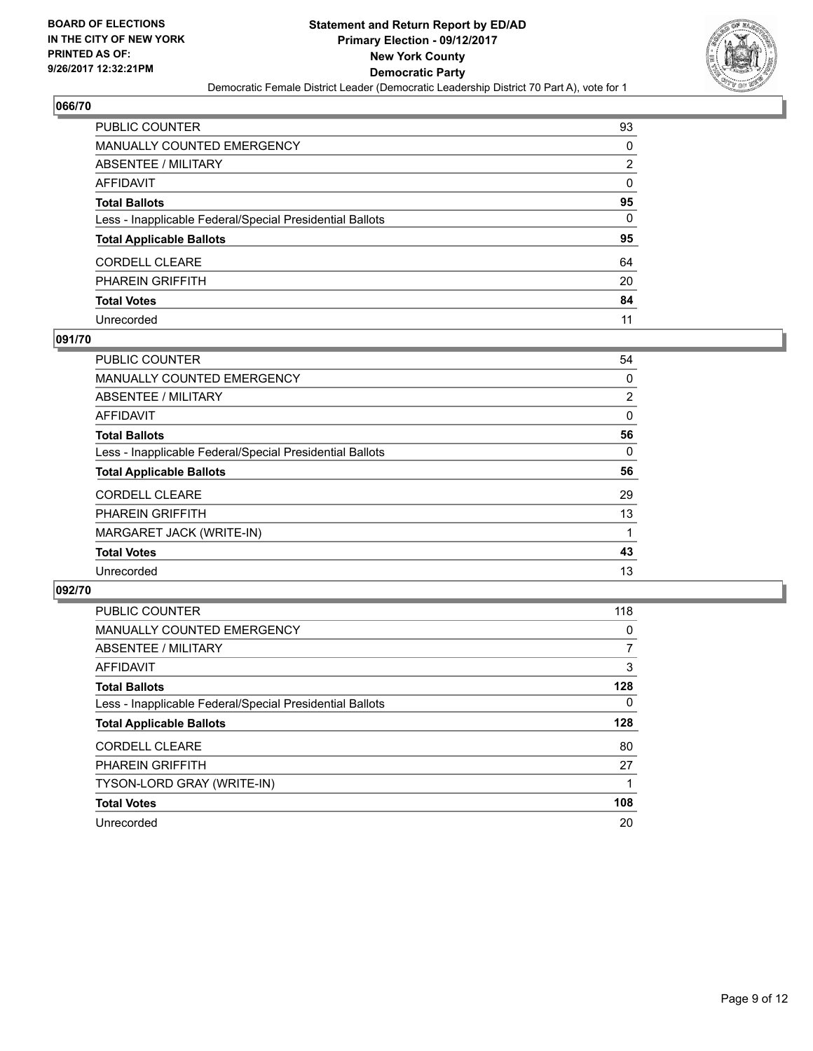BOARD OF ELECTIONS
IN THE CITY OF NEW YORK
PRINTED AS OF:
9/26/2017 12:32:21PM

# Statement and Return Report by ED/AD
## Primary Election - 09/12/2017
## New York County
## Democratic Party

Democratic Female District Leader (Democratic Leadership District 70 Part A), vote for 1

### 066/70

| | |
|---|---|
| PUBLIC COUNTER | 93 |
| MANUALLY COUNTED EMERGENCY | 0 |
| ABSENTEE / MILITARY | 2 |
| AFFIDAVIT | 0 |
| **Total Ballots** | **95** |
| Less - Inapplicable Federal/Special Presidential Ballots | 0 |
| **Total Applicable Ballots** | **95** |
| CORDELL CLEARE | 64 |
| PHAREIN GRIFFITH | 20 |
| **Total Votes** | **84** |
| Unrecorded | 11 |

### 091/70

| | |
|---|---|
| PUBLIC COUNTER | 54 |
| MANUALLY COUNTED EMERGENCY | 0 |
| ABSENTEE / MILITARY | 2 |
| AFFIDAVIT | 0 |
| **Total Ballots** | **56** |
| Less - Inapplicable Federal/Special Presidential Ballots | 0 |
| **Total Applicable Ballots** | **56** |
| CORDELL CLEARE | 29 |
| PHAREIN GRIFFITH | 13 |
| MARGARET JACK (WRITE-IN) | 1 |
| **Total Votes** | **43** |
| Unrecorded | 13 |

### 092/70

| | |
|---|---|
| PUBLIC COUNTER | 118 |
| MANUALLY COUNTED EMERGENCY | 0 |
| ABSENTEE / MILITARY | 7 |
| AFFIDAVIT | 3 |
| **Total Ballots** | **128** |
| Less - Inapplicable Federal/Special Presidential Ballots | 0 |
| **Total Applicable Ballots** | **128** |
| CORDELL CLEARE | 80 |
| PHAREIN GRIFFITH | 27 |
| TYSON-LORD GRAY (WRITE-IN) | 1 |
| **Total Votes** | **108** |
| Unrecorded | 20 |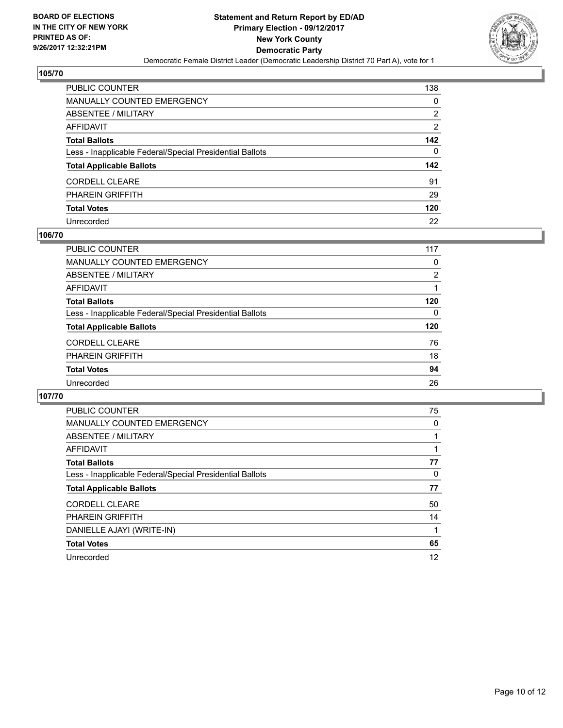**BOARD OF ELECTIONS IN THE CITY OF NEW YORK PRINTED AS OF: 9/26/2017 12:32:21PM**

# Statement and Return Report by ED/AD
## Primary Election - 09/12/2017
## New York County
## Democratic Party
### Democratic Female District Leader (Democratic Leadership District 70 Part A), vote for 1

### 105/70

| | |
|---|---|
| PUBLIC COUNTER | 138 |
| MANUALLY COUNTED EMERGENCY | 0 |
| ABSENTEE / MILITARY | 2 |
| AFFIDAVIT | 2 |
| **Total Ballots** | **142** |
| Less - Inapplicable Federal/Special Presidential Ballots | 0 |
| **Total Applicable Ballots** | **142** |
| CORDELL CLEARE | 91 |
| PHAREIN GRIFFITH | 29 |
| **Total Votes** | **120** |
| Unrecorded | 22 |

### 106/70

| | |
|---|---|
| PUBLIC COUNTER | 117 |
| MANUALLY COUNTED EMERGENCY | 0 |
| ABSENTEE / MILITARY | 2 |
| AFFIDAVIT | 1 |
| **Total Ballots** | **120** |
| Less - Inapplicable Federal/Special Presidential Ballots | 0 |
| **Total Applicable Ballots** | **120** |
| CORDELL CLEARE | 76 |
| PHAREIN GRIFFITH | 18 |
| **Total Votes** | **94** |
| Unrecorded | 26 |

### 107/70

| | |
|---|---|
| PUBLIC COUNTER | 75 |
| MANUALLY COUNTED EMERGENCY | 0 |
| ABSENTEE / MILITARY | 1 |
| AFFIDAVIT | 1 |
| **Total Ballots** | **77** |
| Less - Inapplicable Federal/Special Presidential Ballots | 0 |
| **Total Applicable Ballots** | **77** |
| CORDELL CLEARE | 50 |
| PHAREIN GRIFFITH | 14 |
| DANIELLE AJAYI (WRITE-IN) | 1 |
| **Total Votes** | **65** |
| Unrecorded | 12 |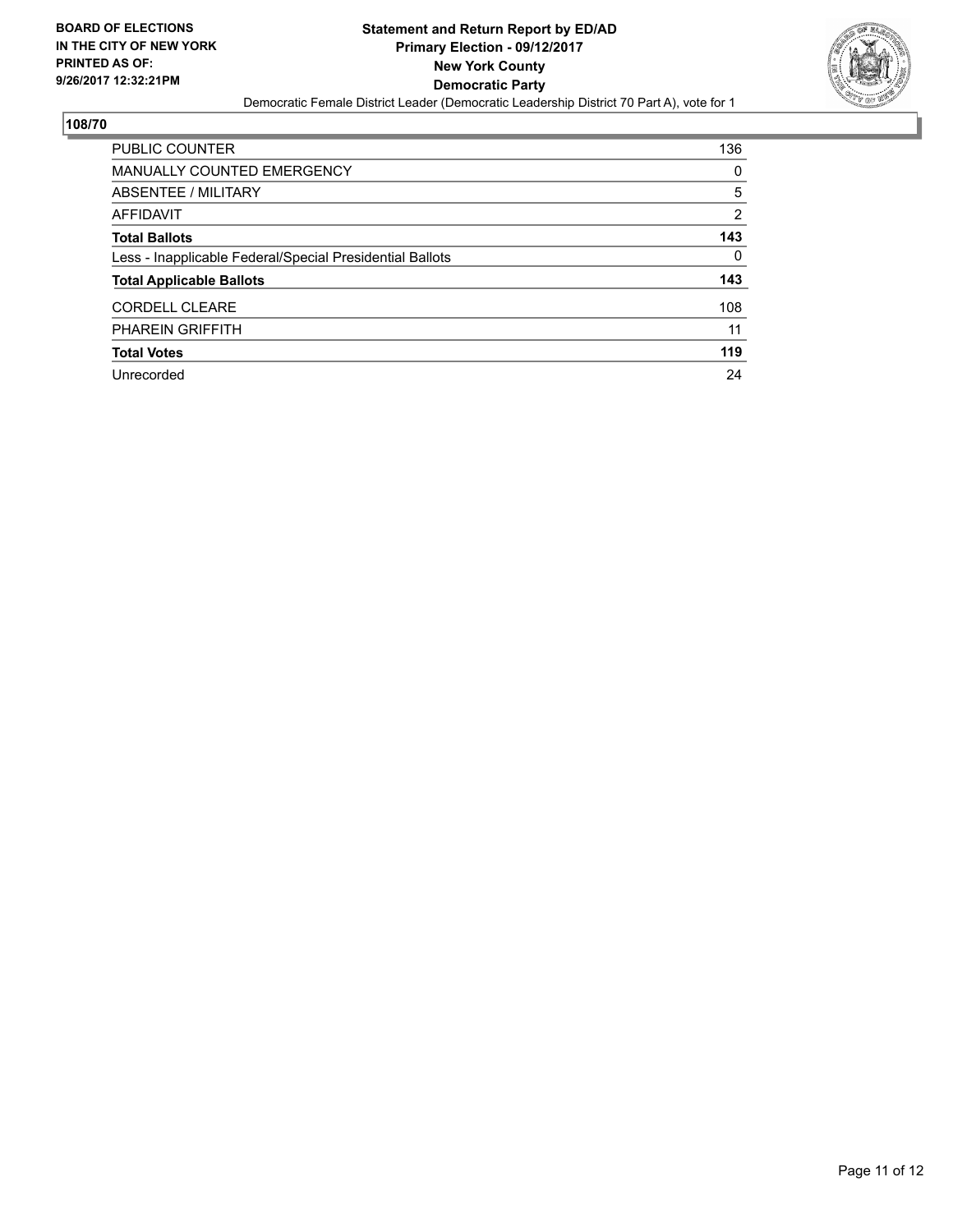**BOARD OF ELECTIONS**
**IN THE CITY OF NEW YORK**
**PRINTED AS OF:**
**9/26/2017 12:32:21PM**

**Statement and Return Report by ED/AD**
**Primary Election - 09/12/2017**
**New York County**
**Democratic Party**
Democratic Female District Leader (Democratic Leadership District 70 Part A), vote for 1

## 108/70

| | |
|---|---|
| PUBLIC COUNTER | 136 |
| MANUALLY COUNTED EMERGENCY | 0 |
| ABSENTEE / MILITARY | 5 |
| AFFIDAVIT | 2 |
| **Total Ballots** | **143** |
| Less - Inapplicable Federal/Special Presidential Ballots | 0 |
| **Total Applicable Ballots** | **143** |
| CORDELL CLEARE | 108 |
| PHAREIN GRIFFITH | 11 |
| **Total Votes** | **119** |
| Unrecorded | 24 |